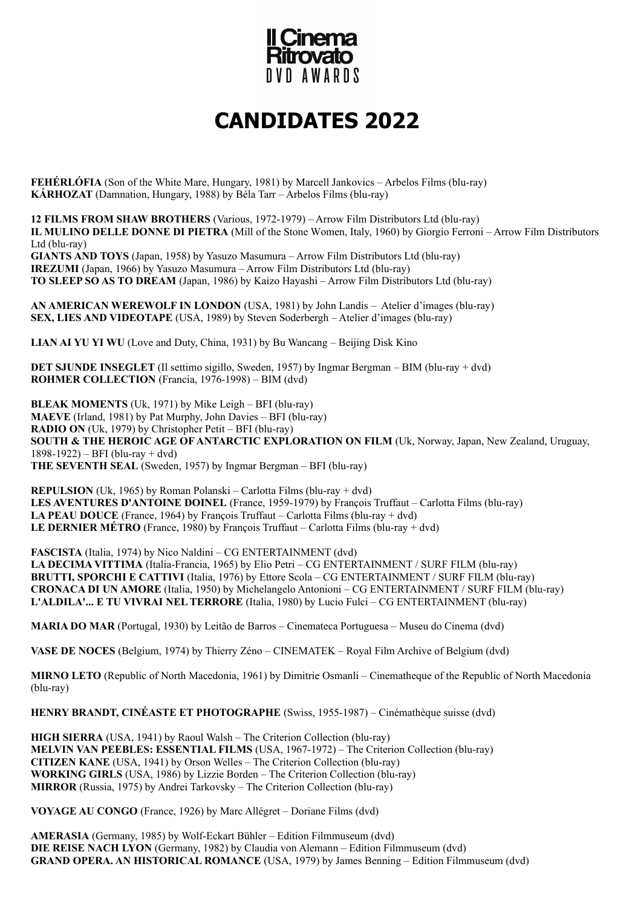Il Cinema Ritrovato DVD AWARDS

# CANDIDATES 2022

**FEHÉRLÓFIA** (Son of the White Mare, Hungary, 1981) by Marcell Jankovics – Arbelos Films (blu-ray)
**KÁRHOZAT** (Damnation, Hungary, 1988) by Béla Tarr – Arbelos Films (blu-ray)

**12 FILMS FROM SHAW BROTHERS** (Various, 1972-1979) – Arrow Film Distributors Ltd (blu-ray)
**IL MULINO DELLE DONNE DI PIETRA** (Mill of the Stone Women, Italy, 1960) by Giorgio Ferroni – Arrow Film Distributors Ltd (blu-ray)
**GIANTS AND TOYS** (Japan, 1958) by Yasuzo Masumura – Arrow Film Distributors Ltd (blu-ray)
**IREZUMI** (Japan, 1966) by Yasuzo Masumura – Arrow Film Distributors Ltd (blu-ray)
**TO SLEEP SO AS TO DREAM** (Japan, 1986) by Kaizo Hayashi – Arrow Film Distributors Ltd (blu-ray)

**AN AMERICAN WEREWOLF IN LONDON** (USA, 1981) by John Landis – Atelier d'images (blu-ray)
**SEX, LIES AND VIDEOTAPE** (USA, 1989) by Steven Soderbergh – Atelier d'images (blu-ray)

**LIAN AI YU YI WU** (Love and Duty, China, 1931) by Bu Wancang – Beijing Disk Kino

**DET SJUNDE INSEGLET** (Il settimo sigillo, Sweden, 1957) by Ingmar Bergman – BIM (blu-ray + dvd)
**ROHMER COLLECTION** (Francia, 1976-1998) – BIM (dvd)

**BLEAK MOMENTS** (Uk, 1971) by Mike Leigh – BFI (blu-ray)
**MAEVE** (Irland, 1981) by Pat Murphy, John Davies – BFI (blu-ray)
**RADIO ON** (Uk, 1979) by Christopher Petit – BFI (blu-ray)
**SOUTH & THE HEROIC AGE OF ANTARCTIC EXPLORATION ON FILM** (Uk, Norway, Japan, New Zealand, Uruguay, 1898-1922) – BFI (blu-ray + dvd)
**THE SEVENTH SEAL** (Sweden, 1957) by Ingmar Bergman – BFI (blu-ray)

**REPULSION** (Uk, 1965) by Roman Polanski – Carlotta Films (blu-ray + dvd)
**LES AVENTURES D'ANTOINE DOINEL** (France, 1959-1979) by François Truffaut – Carlotta Films (blu-ray)
**LA PEAU DOUCE** (France, 1964) by François Truffaut – Carlotta Films (blu-ray + dvd)
**LE DERNIER MÉTRO** (France, 1980) by François Truffaut – Carlotta Films (blu-ray + dvd)

**FASCISTA** (Italia, 1974) by Nico Naldini – CG ENTERTAINMENT (dvd)
**LA DECIMA VITTIMA** (Italia-Francia, 1965) by Elio Petri – CG ENTERTAINMENT / SURF FILM (blu-ray)
**BRUTTI, SPORCHI E CATTIVI** (Italia, 1976) by Ettore Scola – CG ENTERTAINMENT / SURF FILM (blu-ray)
**CRONACA DI UN AMORE** (Italia, 1950) by Michelangelo Antonioni – CG ENTERTAINMENT / SURF FILM (blu-ray)
**L'ALDILA'... E TU VIVRAI NEL TERRORE** (Italia, 1980) by Lucio Fulci – CG ENTERTAINMENT (blu-ray)

**MARIA DO MAR** (Portugal, 1930) by Leitão de Barros – Cinemateca Portuguesa – Museu do Cinema (dvd)

**VASE DE NOCES** (Belgium, 1974) by Thierry Zéno – CINEMATEK – Royal Film Archive of Belgium (dvd)

**MIRNO LETO** (Republic of North Macedonia, 1961) by Dimitrie Osmanli – Cinematheque of the Republic of North Macedonia (blu-ray)

**HENRY BRANDT, CINÉASTE ET PHOTOGRAPHE** (Swiss, 1955-1987) – Cinémathèque suisse (dvd)

**HIGH SIERRA** (USA, 1941) by Raoul Walsh – The Criterion Collection (blu-ray)
**MELVIN VAN PEEBLES: ESSENTIAL FILMS** (USA, 1967-1972) – The Criterion Collection (blu-ray)
**CITIZEN KANE** (USA, 1941) by Orson Welles – The Criterion Collection (blu-ray)
**WORKING GIRLS** (USA, 1986) by Lizzie Borden – The Criterion Collection (blu-ray)
**MIRROR** (Russia, 1975) by Andrei Tarkovsky – The Criterion Collection (blu-ray)

**VOYAGE AU CONGO** (France, 1926) by Marc Allégret – Doriane Films (dvd)

**AMERASIA** (Germany, 1985) by Wolf-Eckart Bühler – Edition Filmmuseum (dvd)
**DIE REISE NACH LYON** (Germany, 1982) by Claudia von Alemann – Edition Filmmuseum (dvd)
**GRAND OPERA. AN HISTORICAL ROMANCE** (USA, 1979) by James Benning – Edition Filmmuseum (dvd)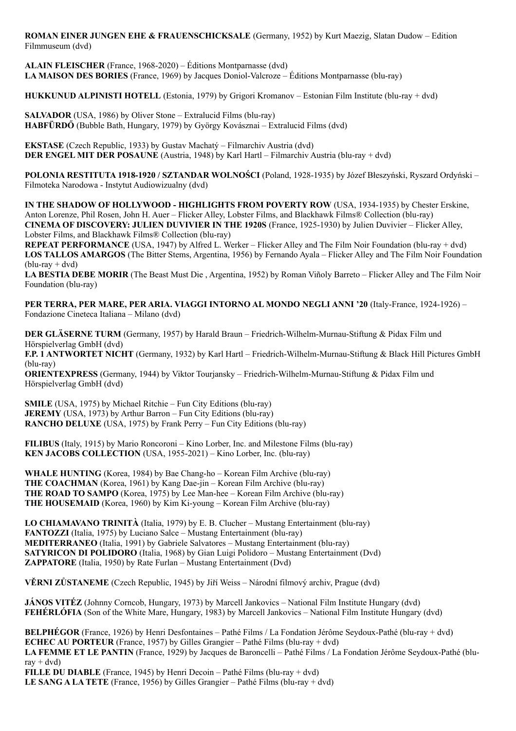**ROMAN EINER JUNGEN EHE & FRAUENSCHICKSALE** (Germany, 1952) by Kurt Maezig, Slatan Dudow – Edition Filmmuseum (dvd)

**ALAIN FLEISCHER** (France, 1968-2020) – Éditions Montparnasse (dvd)
**LA MAISON DES BORIES** (France, 1969) by Jacques Doniol-Valcroze – Éditions Montparnasse (blu-ray)

**HUKKUNUD ALPINISTI HOTELL** (Estonia, 1979) by Grigori Kromanov – Estonian Film Institute (blu-ray + dvd)

**SALVADOR** (USA, 1986) by Oliver Stone – Extralucid Films (blu-ray)
**HABFÜRDŐ** (Bubble Bath, Hungary, 1979) by György Kovásznai – Extralucid Films (dvd)

**EKSTASE** (Czech Republic, 1933) by Gustav Machatý – Filmarchiv Austria (dvd)
**DER ENGEL MIT DER POSAUNE** (Austria, 1948) by Karl Hartl – Filmarchiv Austria (blu-ray + dvd)

**POLONIA RESTITUTA 1918-1920 / SZTANDAR WOLNOŚCI** (Poland, 1928-1935) by Józef Błeszyński, Ryszard Ordyński – Filmoteka Narodowa - Instytut Audiowizualny (dvd)

**IN THE SHADOW OF HOLLYWOOD - HIGHLIGHTS FROM POVERTY ROW** (USA, 1934-1935) by Chester Erskine, Anton Lorenze, Phil Rosen, John H. Auer – Flicker Alley, Lobster Films, and Blackhawk Films® Collection (blu-ray)
**CINEMA OF DISCOVERY: JULIEN DUVIVIER IN THE 1920S** (France, 1925-1930) by Julien Duvivier – Flicker Alley, Lobster Films, and Blackhawk Films® Collection (blu-ray)
**REPEAT PERFORMANCE** (USA, 1947) by Alfred L. Werker – Flicker Alley and The Film Noir Foundation (blu-ray + dvd)
**LOS TALLOS AMARGOS** (The Bitter Stems, Argentina, 1956) by Fernando Ayala – Flicker Alley and The Film Noir Foundation (blu-ray + dvd)
**LA BESTIA DEBE MORIR** (The Beast Must Die , Argentina, 1952) by Roman Viñoly Barreto – Flicker Alley and The Film Noir Foundation (blu-ray)

**PER TERRA, PER MARE, PER ARIA. VIAGGI INTORNO AL MONDO NEGLI ANNI '20** (Italy-France, 1924-1926) – Fondazione Cineteca Italiana – Milano (dvd)

**DER GLÄSERNE TURM** (Germany, 1957) by Harald Braun – Friedrich-Wilhelm-Murnau-Stiftung & Pidax Film und Hörspielverlag GmbH (dvd)
**F.P. 1 ANTWORTET NICHT** (Germany, 1932) by Karl Hartl – Friedrich-Wilhelm-Murnau-Stiftung & Black Hill Pictures GmbH (blu-ray)
**ORIENTEXPRESS** (Germany, 1944) by Viktor Tourjansky – Friedrich-Wilhelm-Murnau-Stiftung & Pidax Film und Hörspielverlag GmbH (dvd)

**SMILE** (USA, 1975) by Michael Ritchie – Fun City Editions (blu-ray)
**JEREMY** (USA, 1973) by Arthur Barron – Fun City Editions (blu-ray)
**RANCHO DELUXE** (USA, 1975) by Frank Perry – Fun City Editions (blu-ray)

**FILIBUS** (Italy, 1915) by Mario Roncoroni – Kino Lorber, Inc. and Milestone Films (blu-ray)
**KEN JACOBS COLLECTION** (USA, 1955-2021) – Kino Lorber, Inc. (blu-ray)

**WHALE HUNTING** (Korea, 1984) by Bae Chang-ho – Korean Film Archive (blu-ray)
**THE COACHMAN** (Korea, 1961) by Kang Dae-jin – Korean Film Archive (blu-ray)
**THE ROAD TO SAMPO** (Korea, 1975) by Lee Man-hee – Korean Film Archive (blu-ray)
**THE HOUSEMAID** (Korea, 1960) by Kim Ki-young – Korean Film Archive (blu-ray)

**LO CHIAMAVANO TRINITÀ** (Italia, 1979) by E. B. Clucher – Mustang Entertainment (blu-ray)
**FANTOZZI** (Italia, 1975) by Luciano Salce – Mustang Entertainment (blu-ray)
**MEDITERRANEO** (Italia, 1991) by Gabriele Salvatores – Mustang Entertainment (blu-ray)
**SATYRICON DI POLIDORO** (Italia, 1968) by Gian Luigi Polidoro – Mustang Entertainment (Dvd)
**ZAPPATORE** (Italia, 1950) by Rate Furlan – Mustang Entertainment (Dvd)

**VĚRNI ZŮSTANEME** (Czech Republic, 1945) by Jiří Weiss – Národní filmový archiv, Prague (dvd)

**JÁNOS VITÉZ** (Johnny Corncob, Hungary, 1973) by Marcell Jankovics – National Film Institute Hungary (dvd)
**FEHÉRLÓFIA** (Son of the White Mare, Hungary, 1983) by Marcell Jankovics – National Film Institute Hungary (dvd)

**BELPHÉGOR** (France, 1926) by Henri Desfontaines – Pathé Films / La Fondation Jérôme Seydoux-Pathé (blu-ray + dvd)
**ECHEC AU PORTEUR** (France, 1957) by Gilles Grangier – Pathé Films (blu-ray + dvd)
**LA FEMME ET LE PANTIN** (France, 1929) by Jacques de Baroncelli – Pathé Films / La Fondation Jérôme Seydoux-Pathé (blu-ray + dvd)
**FILLE DU DIABLE** (France, 1945) by Henri Decoin – Pathé Films (blu-ray + dvd)
**LE SANG A LA TETE** (France, 1956) by Gilles Grangier – Pathé Films (blu-ray + dvd)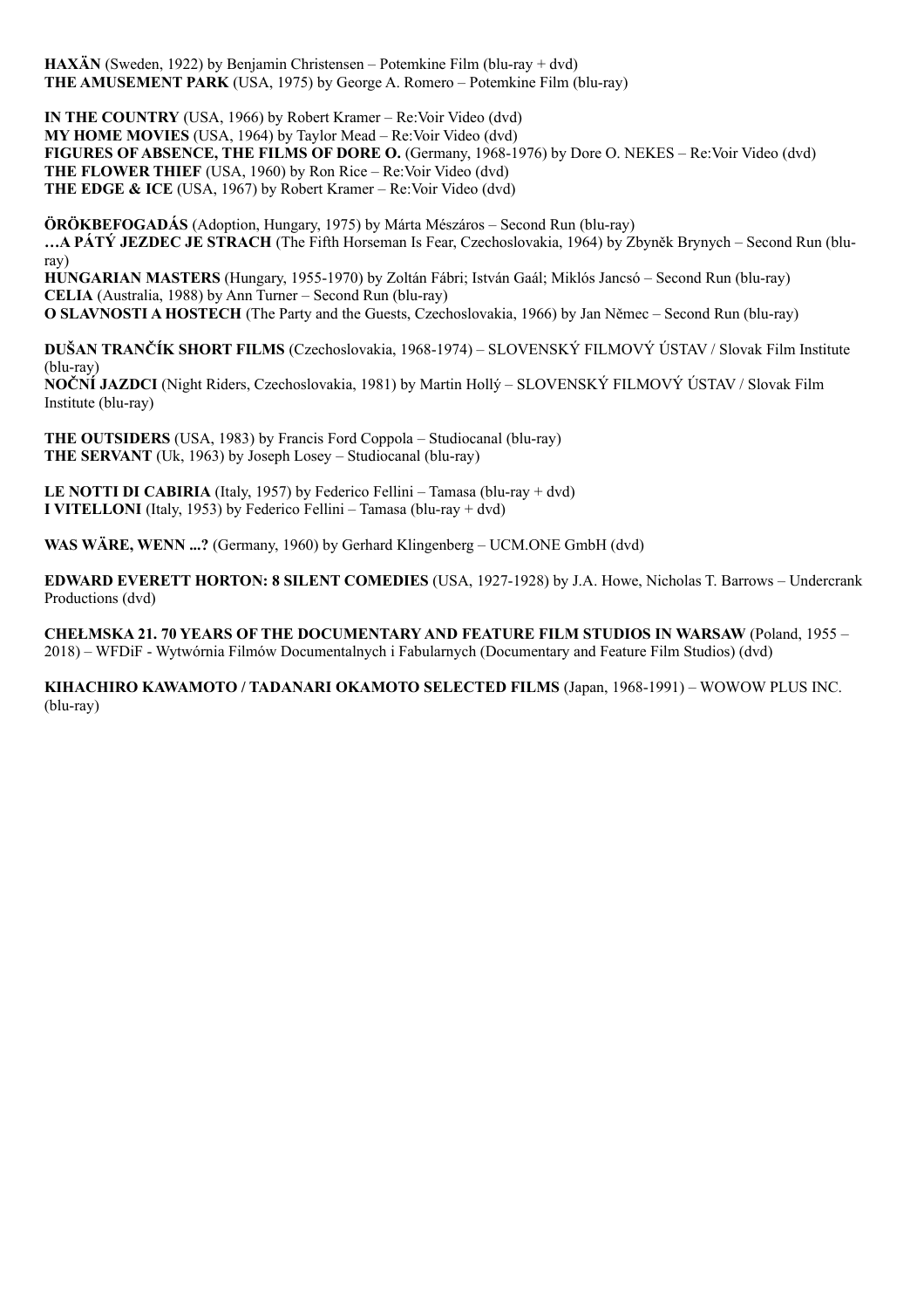**HAXÄN** (Sweden, 1922) by Benjamin Christensen – Potemkine Film (blu-ray + dvd)
**THE AMUSEMENT PARK** (USA, 1975) by George A. Romero – Potemkine Film (blu-ray)

**IN THE COUNTRY** (USA, 1966) by Robert Kramer – Re:Voir Video (dvd)
**MY HOME MOVIES** (USA, 1964) by Taylor Mead – Re:Voir Video (dvd)
**FIGURES OF ABSENCE, THE FILMS OF DORE O.** (Germany, 1968-1976) by Dore O. NEKES – Re:Voir Video (dvd)
**THE FLOWER THIEF** (USA, 1960) by Ron Rice – Re:Voir Video (dvd)
**THE EDGE & ICE** (USA, 1967) by Robert Kramer – Re:Voir Video (dvd)

**ÖRÖKBEFOGADÁS** (Adoption, Hungary, 1975) by Márta Mészáros – Second Run (blu-ray)
**…A PÁTÝ JEZDEC JE STRACH** (The Fifth Horseman Is Fear, Czechoslovakia, 1964) by Zbyněk Brynych – Second Run (blu-ray)
**HUNGARIAN MASTERS** (Hungary, 1955-1970) by Zoltán Fábri; István Gaál; Miklós Jancsó – Second Run (blu-ray)
**CELIA** (Australia, 1988) by Ann Turner – Second Run (blu-ray)
**O SLAVNOSTI A HOSTECH** (The Party and the Guests, Czechoslovakia, 1966) by Jan Němec – Second Run (blu-ray)

**DUŠAN TRANČÍK SHORT FILMS** (Czechoslovakia, 1968-1974) – SLOVENSKÝ FILMOVÝ ÚSTAV / Slovak Film Institute (blu-ray)
**NOČNÍ JAZDCI** (Night Riders, Czechoslovakia, 1981) by Martin Hollý – SLOVENSKÝ FILMOVÝ ÚSTAV / Slovak Film Institute (blu-ray)

**THE OUTSIDERS** (USA, 1983) by Francis Ford Coppola – Studiocanal (blu-ray)
**THE SERVANT** (Uk, 1963) by Joseph Losey – Studiocanal (blu-ray)

**LE NOTTI DI CABIRIA** (Italy, 1957) by Federico Fellini – Tamasa (blu-ray + dvd)
**I VITELLONI** (Italy, 1953) by Federico Fellini – Tamasa (blu-ray + dvd)

**WAS WÄRE, WENN ...?** (Germany, 1960) by Gerhard Klingenberg – UCM.ONE GmbH (dvd)

**EDWARD EVERETT HORTON: 8 SILENT COMEDIES** (USA, 1927-1928) by J.A. Howe, Nicholas T. Barrows – Undercrank Productions (dvd)

**CHEŁMSKA 21. 70 YEARS OF THE DOCUMENTARY AND FEATURE FILM STUDIOS IN WARSAW** (Poland, 1955 – 2018) – WFDiF - Wytwórnia Filmów Documentalnych i Fabularnych (Documentary and Feature Film Studios) (dvd)

**KIHACHIRO KAWAMOTO / TADANARI OKAMOTO SELECTED FILMS** (Japan, 1968-1991) – WOWOW PLUS INC. (blu-ray)